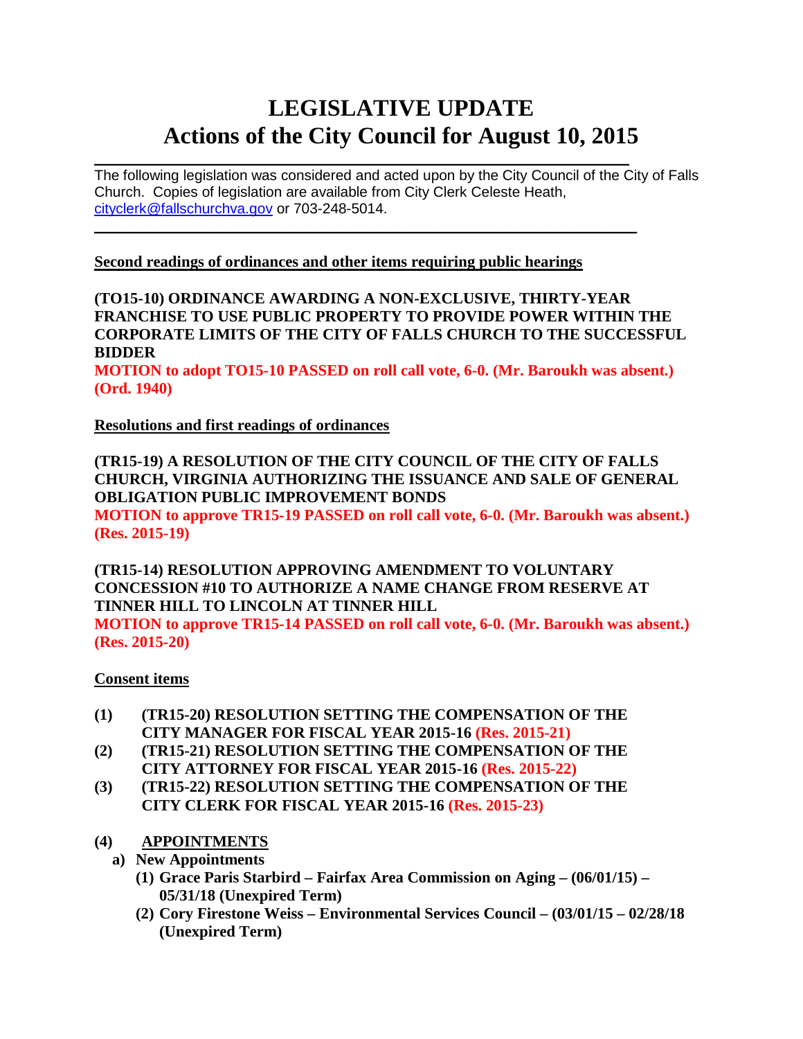# LEGISLATIVE UPDATE
# Actions of the City Council for August 10, 2015

---

The following legislation was considered and acted upon by the City Council of the City of Falls Church. Copies of legislation are available from City Clerk Celeste Heath, cityclerk@fallschurchva.gov or 703-248-5014.

---

**Second readings of ordinances and other items requiring public hearings**

**(TO15-10) ORDINANCE AWARDING A NON-EXCLUSIVE, THIRTY-YEAR FRANCHISE TO USE PUBLIC PROPERTY TO PROVIDE POWER WITHIN THE CORPORATE LIMITS OF THE CITY OF FALLS CHURCH TO THE SUCCESSFUL BIDDER**
**MOTION to adopt TO15-10 PASSED on roll call vote, 6-0. (Mr. Baroukh was absent.) (Ord. 1940)**

**Resolutions and first readings of ordinances**

**(TR15-19) A RESOLUTION OF THE CITY COUNCIL OF THE CITY OF FALLS CHURCH, VIRGINIA AUTHORIZING THE ISSUANCE AND SALE OF GENERAL OBLIGATION PUBLIC IMPROVEMENT BONDS**
**MOTION to approve TR15-19 PASSED on roll call vote, 6-0. (Mr. Baroukh was absent.) (Res. 2015-19)**

**(TR15-14) RESOLUTION APPROVING AMENDMENT TO VOLUNTARY CONCESSION #10 TO AUTHORIZE A NAME CHANGE FROM RESERVE AT TINNER HILL TO LINCOLN AT TINNER HILL**
**MOTION to approve TR15-14 PASSED on roll call vote, 6-0. (Mr. Baroukh was absent.) (Res. 2015-20)**

**Consent items**

**(1)** **(TR15-20) RESOLUTION SETTING THE COMPENSATION OF THE CITY MANAGER FOR FISCAL YEAR 2015-16 (Res. 2015-21)**
**(2)** **(TR15-21) RESOLUTION SETTING THE COMPENSATION OF THE CITY ATTORNEY FOR FISCAL YEAR 2015-16 (Res. 2015-22)**
**(3)** **(TR15-22) RESOLUTION SETTING THE COMPENSATION OF THE CITY CLERK FOR FISCAL YEAR 2015-16 (Res. 2015-23)**

**(4)** **APPOINTMENTS**
- **a) New Appointments**
  - **(1) Grace Paris Starbird – Fairfax Area Commission on Aging – (06/01/15) – 05/31/18 (Unexpired Term)**
  - **(2) Cory Firestone Weiss – Environmental Services Council – (03/01/15 – 02/28/18 (Unexpired Term)**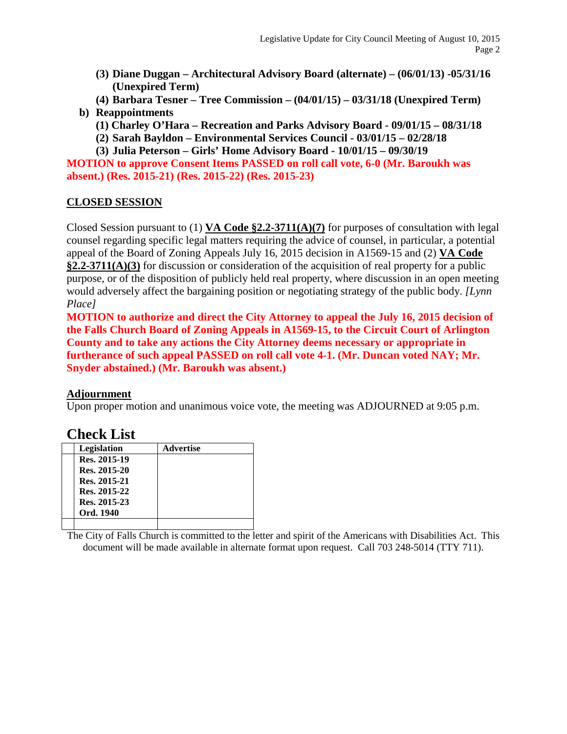**(3) Diane Duggan – Architectural Advisory Board (alternate) – (06/01/13) -05/31/16 (Unexpired Term)**

**(4) Barbara Tesner – Tree Commission – (04/01/15) – 03/31/18 (Unexpired Term)**

**b) Reappointments**

**(1) Charley O'Hara – Recreation and Parks Advisory Board - 09/01/15 – 08/31/18**

**(2) Sarah Bayldon – Environmental Services Council - 03/01/15 – 02/28/18**

**(3) Julia Peterson – Girls' Home Advisory Board - 10/01/15 – 09/30/19**

**MOTION to approve Consent Items PASSED on roll call vote, 6-0 (Mr. Baroukh was absent.) (Res. 2015-21) (Res. 2015-22) (Res. 2015-23)**

**CLOSED SESSION**

Closed Session pursuant to (1) **VA Code §2.2-3711(A)(7)** for purposes of consultation with legal counsel regarding specific legal matters requiring the advice of counsel, in particular, a potential appeal of the Board of Zoning Appeals July 16, 2015 decision in A1569-15 and (2) **VA Code §2.2-3711(A)(3)** for discussion or consideration of the acquisition of real property for a public purpose, or of the disposition of publicly held real property, where discussion in an open meeting would adversely affect the bargaining position or negotiating strategy of the public body. *[Lynn Place]*

**MOTION to authorize and direct the City Attorney to appeal the July 16, 2015 decision of the Falls Church Board of Zoning Appeals in A1569-15, to the Circuit Court of Arlington County and to take any actions the City Attorney deems necessary or appropriate in furtherance of such appeal PASSED on roll call vote 4-1. (Mr. Duncan voted NAY; Mr. Snyder abstained.) (Mr. Baroukh was absent.)**

**Adjournment**

Upon proper motion and unanimous voice vote, the meeting was ADJOURNED at 9:05 p.m.

## Check List

| | Legislation | Advertise |
|---|---|---|
| | Res. 2015-19<br>Res. 2015-20<br>Res. 2015-21<br>Res. 2015-22<br>Res. 2015-23<br>Ord. 1940 | |
| | | |

The City of Falls Church is committed to the letter and spirit of the Americans with Disabilities Act. This document will be made available in alternate format upon request. Call 703 248-5014 (TTY 711).